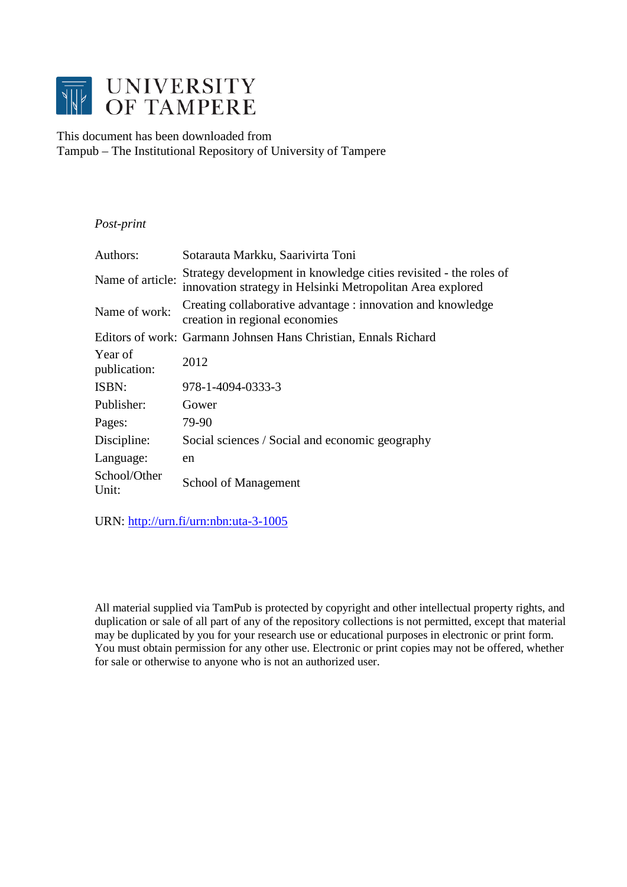# UNIVERSITY OF TAMPERE

This document has been downloaded from
Tampub – The Institutional Repository of University of Tampere

*Post-print*

| | |
|---|---|
| Authors: | Sotarauta Markku, Saarivirta Toni |
| Name of article: | Strategy development in knowledge cities revisited - the roles of innovation strategy in Helsinki Metropolitan Area explored |
| Name of work: | Creating collaborative advantage : innovation and knowledge creation in regional economies |
| Editors of work: | Garmann Johnsen Hans Christian, Ennals Richard |
| Year of publication: | 2012 |
| ISBN: | 978-1-4094-0333-3 |
| Publisher: | Gower |
| Pages: | 79-90 |
| Discipline: | Social sciences / Social and economic geography |
| Language: | en |
| School/Other Unit: | School of Management |

URN: http://urn.fi/urn:nbn:uta-3-1005

All material supplied via TamPub is protected by copyright and other intellectual property rights, and duplication or sale of all part of any of the repository collections is not permitted, except that material may be duplicated by you for your research use or educational purposes in electronic or print form. You must obtain permission for any other use. Electronic or print copies may not be offered, whether for sale or otherwise to anyone who is not an authorized user.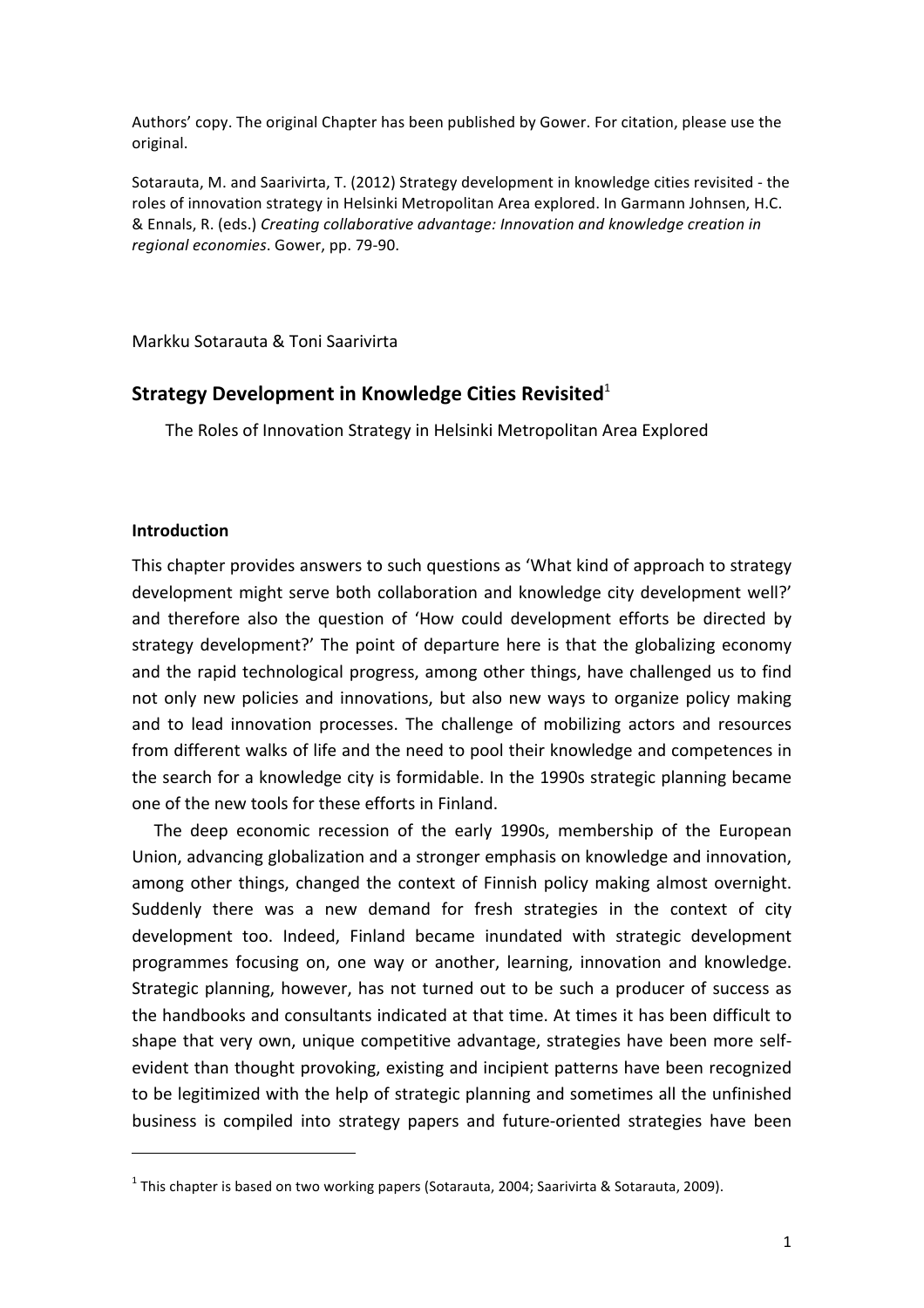Authors' copy. The original Chapter has been published by Gower. For citation, please use the original.

Sotarauta, M. and Saarivirta, T. (2012) Strategy development in knowledge cities revisited - the roles of innovation strategy in Helsinki Metropolitan Area explored. In Garmann Johnsen, H.C. & Ennals, R. (eds.) *Creating collaborative advantage: Innovation and knowledge creation in regional economies*. Gower, pp. 79-90.

Markku Sotarauta & Toni Saarivirta

## Strategy Development in Knowledge Cities Revisited[1]

The Roles of Innovation Strategy in Helsinki Metropolitan Area Explored

### Introduction

This chapter provides answers to such questions as 'What kind of approach to strategy development might serve both collaboration and knowledge city development well?' and therefore also the question of 'How could development efforts be directed by strategy development?' The point of departure here is that the globalizing economy and the rapid technological progress, among other things, have challenged us to find not only new policies and innovations, but also new ways to organize policy making and to lead innovation processes. The challenge of mobilizing actors and resources from different walks of life and the need to pool their knowledge and competences in the search for a knowledge city is formidable. In the 1990s strategic planning became one of the new tools for these efforts in Finland.

The deep economic recession of the early 1990s, membership of the European Union, advancing globalization and a stronger emphasis on knowledge and innovation, among other things, changed the context of Finnish policy making almost overnight. Suddenly there was a new demand for fresh strategies in the context of city development too. Indeed, Finland became inundated with strategic development programmes focusing on, one way or another, learning, innovation and knowledge. Strategic planning, however, has not turned out to be such a producer of success as the handbooks and consultants indicated at that time. At times it has been difficult to shape that very own, unique competitive advantage, strategies have been more self-evident than thought provoking, existing and incipient patterns have been recognized to be legitimized with the help of strategic planning and sometimes all the unfinished business is compiled into strategy papers and future-oriented strategies have been

[1] This chapter is based on two working papers (Sotarauta, 2004; Saarivirta & Sotarauta, 2009).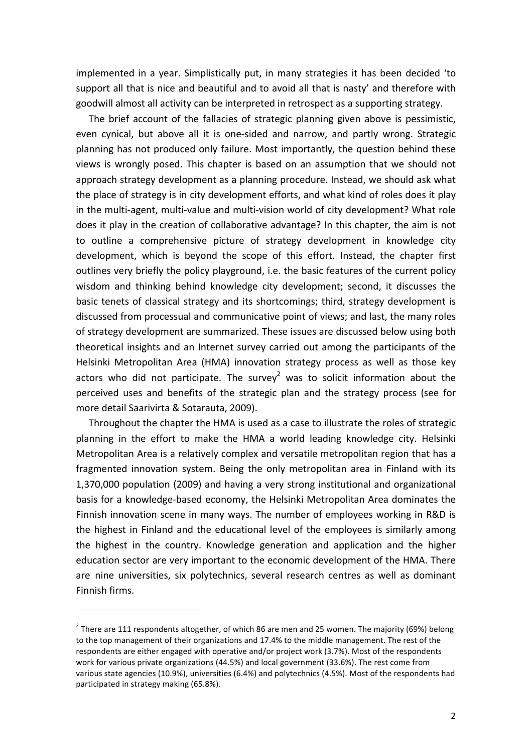implemented in a year. Simplistically put, in many strategies it has been decided 'to support all that is nice and beautiful and to avoid all that is nasty' and therefore with goodwill almost all activity can be interpreted in retrospect as a supporting strategy.

The brief account of the fallacies of strategic planning given above is pessimistic, even cynical, but above all it is one-sided and narrow, and partly wrong. Strategic planning has not produced only failure. Most importantly, the question behind these views is wrongly posed. This chapter is based on an assumption that we should not approach strategy development as a planning procedure. Instead, we should ask what the place of strategy is in city development efforts, and what kind of roles does it play in the multi-agent, multi-value and multi-vision world of city development? What role does it play in the creation of collaborative advantage? In this chapter, the aim is not to outline a comprehensive picture of strategy development in knowledge city development, which is beyond the scope of this effort. Instead, the chapter first outlines very briefly the policy playground, i.e. the basic features of the current policy wisdom and thinking behind knowledge city development; second, it discusses the basic tenets of classical strategy and its shortcomings; third, strategy development is discussed from processual and communicative point of views; and last, the many roles of strategy development are summarized. These issues are discussed below using both theoretical insights and an Internet survey carried out among the participants of the Helsinki Metropolitan Area (HMA) innovation strategy process as well as those key actors who did not participate. The survey[2] was to solicit information about the perceived uses and benefits of the strategic plan and the strategy process (see for more detail Saarivirta & Sotarauta, 2009).

Throughout the chapter the HMA is used as a case to illustrate the roles of strategic planning in the effort to make the HMA a world leading knowledge city. Helsinki Metropolitan Area is a relatively complex and versatile metropolitan region that has a fragmented innovation system. Being the only metropolitan area in Finland with its 1,370,000 population (2009) and having a very strong institutional and organizational basis for a knowledge-based economy, the Helsinki Metropolitan Area dominates the Finnish innovation scene in many ways. The number of employees working in R&D is the highest in Finland and the educational level of the employees is similarly among the highest in the country. Knowledge generation and application and the higher education sector are very important to the economic development of the HMA. There are nine universities, six polytechnics, several research centres as well as dominant Finnish firms.

---

[2] There are 111 respondents altogether, of which 86 are men and 25 women. The majority (69%) belong to the top management of their organizations and 17.4% to the middle management. The rest of the respondents are either engaged with operative and/or project work (3.7%). Most of the respondents work for various private organizations (44.5%) and local government (33.6%). The rest come from various state agencies (10.9%), universities (6.4%) and polytechnics (4.5%). Most of the respondents had participated in strategy making (65.8%).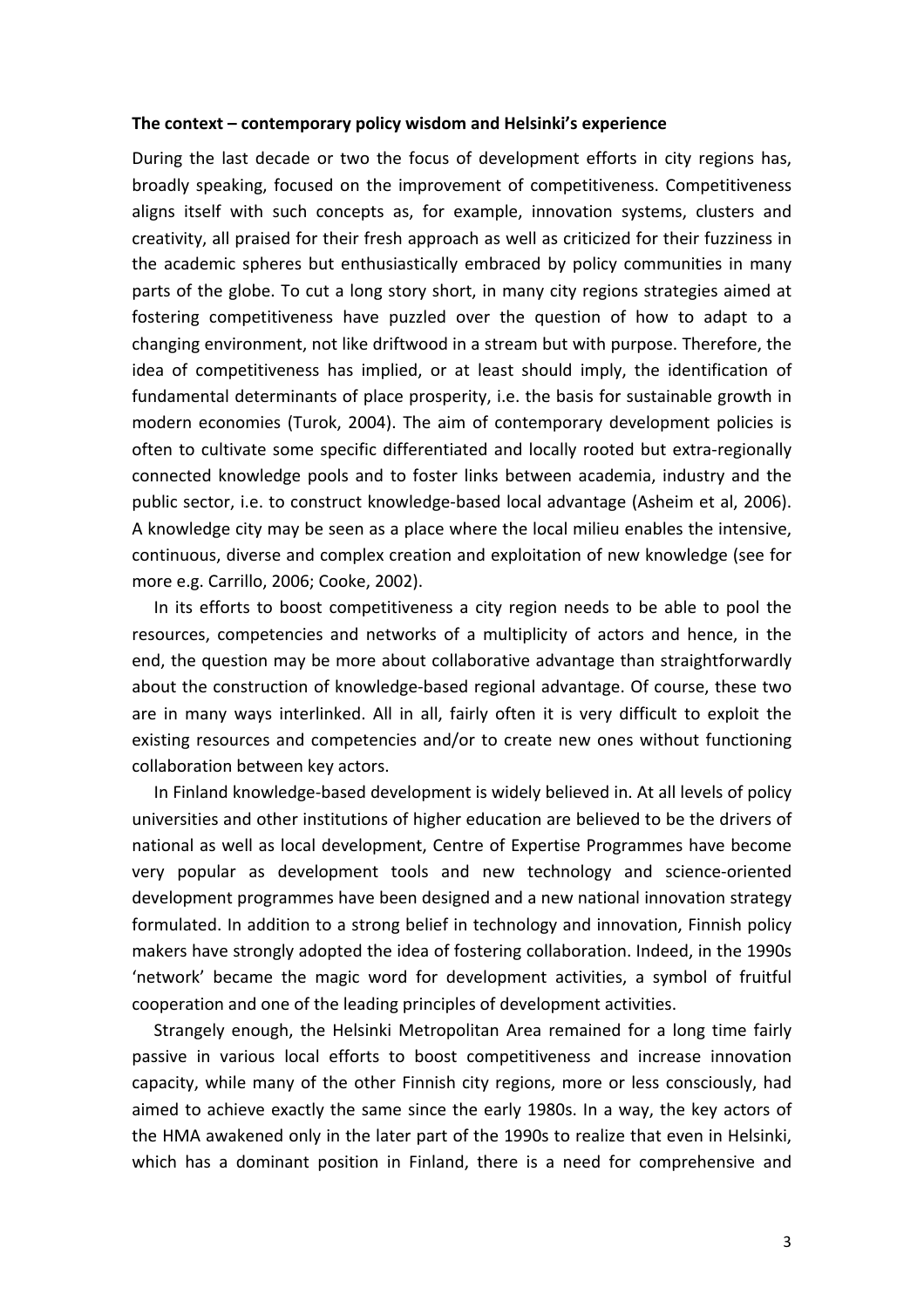**The context – contemporary policy wisdom and Helsinki's experience**

During the last decade or two the focus of development efforts in city regions has, broadly speaking, focused on the improvement of competitiveness. Competitiveness aligns itself with such concepts as, for example, innovation systems, clusters and creativity, all praised for their fresh approach as well as criticized for their fuzziness in the academic spheres but enthusiastically embraced by policy communities in many parts of the globe. To cut a long story short, in many city regions strategies aimed at fostering competitiveness have puzzled over the question of how to adapt to a changing environment, not like driftwood in a stream but with purpose. Therefore, the idea of competitiveness has implied, or at least should imply, the identification of fundamental determinants of place prosperity, i.e. the basis for sustainable growth in modern economies (Turok, 2004). The aim of contemporary development policies is often to cultivate some specific differentiated and locally rooted but extra-regionally connected knowledge pools and to foster links between academia, industry and the public sector, i.e. to construct knowledge-based local advantage (Asheim et al, 2006). A knowledge city may be seen as a place where the local milieu enables the intensive, continuous, diverse and complex creation and exploitation of new knowledge (see for more e.g. Carrillo, 2006; Cooke, 2002).

In its efforts to boost competitiveness a city region needs to be able to pool the resources, competencies and networks of a multiplicity of actors and hence, in the end, the question may be more about collaborative advantage than straightforwardly about the construction of knowledge-based regional advantage. Of course, these two are in many ways interlinked. All in all, fairly often it is very difficult to exploit the existing resources and competencies and/or to create new ones without functioning collaboration between key actors.

In Finland knowledge-based development is widely believed in. At all levels of policy universities and other institutions of higher education are believed to be the drivers of national as well as local development, Centre of Expertise Programmes have become very popular as development tools and new technology and science-oriented development programmes have been designed and a new national innovation strategy formulated. In addition to a strong belief in technology and innovation, Finnish policy makers have strongly adopted the idea of fostering collaboration. Indeed, in the 1990s 'network' became the magic word for development activities, a symbol of fruitful cooperation and one of the leading principles of development activities.

Strangely enough, the Helsinki Metropolitan Area remained for a long time fairly passive in various local efforts to boost competitiveness and increase innovation capacity, while many of the other Finnish city regions, more or less consciously, had aimed to achieve exactly the same since the early 1980s. In a way, the key actors of the HMA awakened only in the later part of the 1990s to realize that even in Helsinki, which has a dominant position in Finland, there is a need for comprehensive and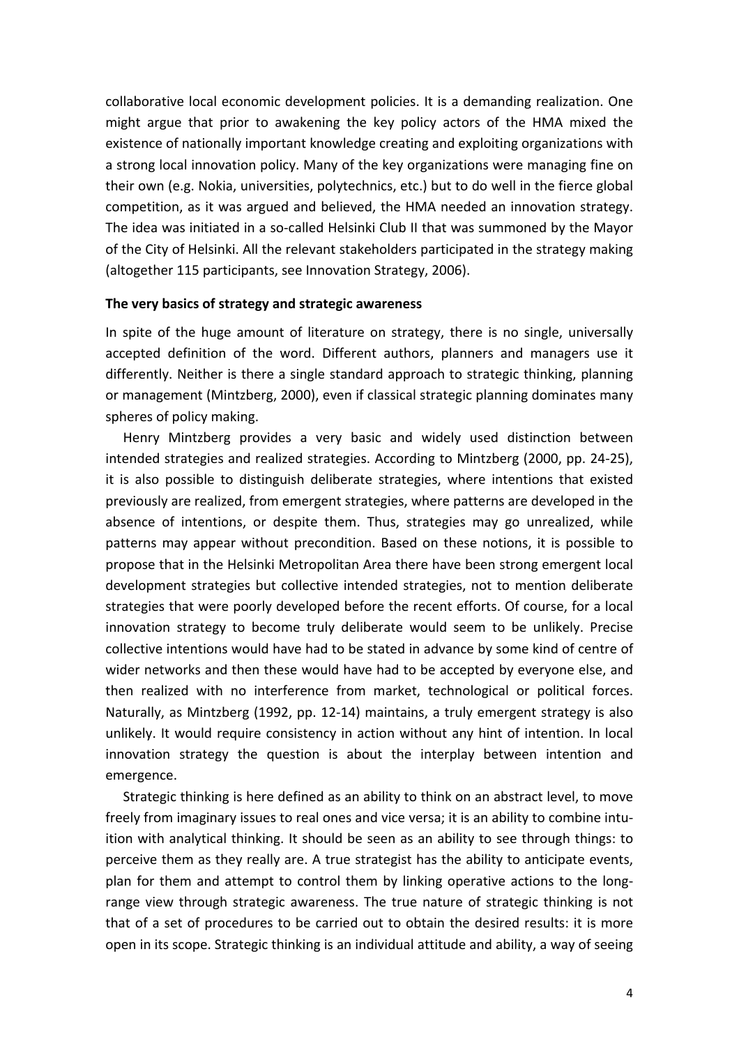collaborative local economic development policies. It is a demanding realization. One might argue that prior to awakening the key policy actors of the HMA mixed the existence of nationally important knowledge creating and exploiting organizations with a strong local innovation policy. Many of the key organizations were managing fine on their own (e.g. Nokia, universities, polytechnics, etc.) but to do well in the fierce global competition, as it was argued and believed, the HMA needed an innovation strategy. The idea was initiated in a so-called Helsinki Club II that was summoned by the Mayor of the City of Helsinki. All the relevant stakeholders participated in the strategy making (altogether 115 participants, see Innovation Strategy, 2006).

**The very basics of strategy and strategic awareness**

In spite of the huge amount of literature on strategy, there is no single, universally accepted definition of the word. Different authors, planners and managers use it differently. Neither is there a single standard approach to strategic thinking, planning or management (Mintzberg, 2000), even if classical strategic planning dominates many spheres of policy making.

Henry Mintzberg provides a very basic and widely used distinction between intended strategies and realized strategies. According to Mintzberg (2000, pp. 24-25), it is also possible to distinguish deliberate strategies, where intentions that existed previously are realized, from emergent strategies, where patterns are developed in the absence of intentions, or despite them. Thus, strategies may go unrealized, while patterns may appear without precondition. Based on these notions, it is possible to propose that in the Helsinki Metropolitan Area there have been strong emergent local development strategies but collective intended strategies, not to mention deliberate strategies that were poorly developed before the recent efforts. Of course, for a local innovation strategy to become truly deliberate would seem to be unlikely. Precise collective intentions would have had to be stated in advance by some kind of centre of wider networks and then these would have had to be accepted by everyone else, and then realized with no interference from market, technological or political forces. Naturally, as Mintzberg (1992, pp. 12-14) maintains, a truly emergent strategy is also unlikely. It would require consistency in action without any hint of intention. In local innovation strategy the question is about the interplay between intention and emergence.

Strategic thinking is here defined as an ability to think on an abstract level, to move freely from imaginary issues to real ones and vice versa; it is an ability to combine intuition with analytical thinking. It should be seen as an ability to see through things: to perceive them as they really are. A true strategist has the ability to anticipate events, plan for them and attempt to control them by linking operative actions to the long-range view through strategic awareness. The true nature of strategic thinking is not that of a set of procedures to be carried out to obtain the desired results: it is more open in its scope. Strategic thinking is an individual attitude and ability, a way of seeing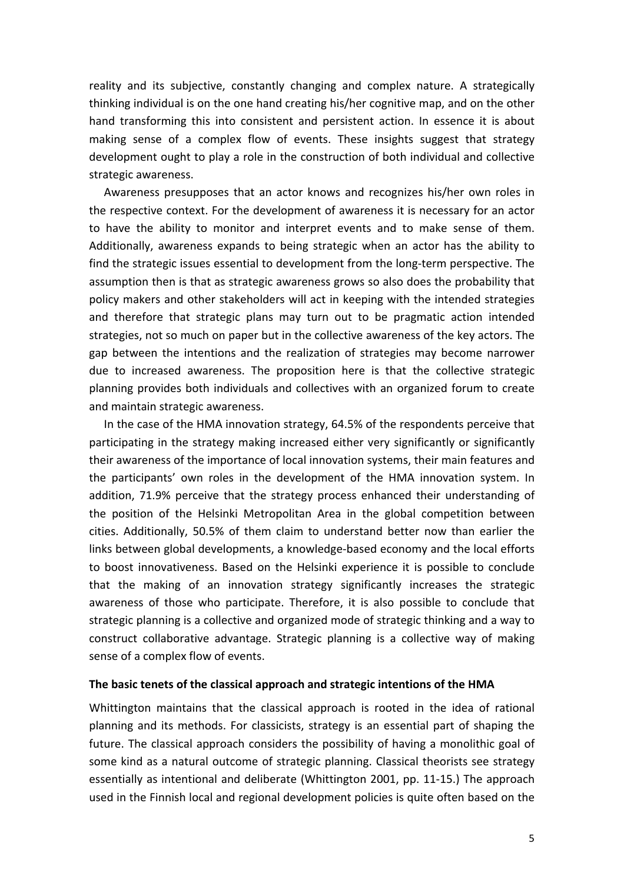reality and its subjective, constantly changing and complex nature. A strategically thinking individual is on the one hand creating his/her cognitive map, and on the other hand transforming this into consistent and persistent action. In essence it is about making sense of a complex flow of events. These insights suggest that strategy development ought to play a role in the construction of both individual and collective strategic awareness.

Awareness presupposes that an actor knows and recognizes his/her own roles in the respective context. For the development of awareness it is necessary for an actor to have the ability to monitor and interpret events and to make sense of them. Additionally, awareness expands to being strategic when an actor has the ability to find the strategic issues essential to development from the long-term perspective. The assumption then is that as strategic awareness grows so also does the probability that policy makers and other stakeholders will act in keeping with the intended strategies and therefore that strategic plans may turn out to be pragmatic action intended strategies, not so much on paper but in the collective awareness of the key actors. The gap between the intentions and the realization of strategies may become narrower due to increased awareness. The proposition here is that the collective strategic planning provides both individuals and collectives with an organized forum to create and maintain strategic awareness.

In the case of the HMA innovation strategy, 64.5% of the respondents perceive that participating in the strategy making increased either very significantly or significantly their awareness of the importance of local innovation systems, their main features and the participants' own roles in the development of the HMA innovation system. In addition, 71.9% perceive that the strategy process enhanced their understanding of the position of the Helsinki Metropolitan Area in the global competition between cities. Additionally, 50.5% of them claim to understand better now than earlier the links between global developments, a knowledge-based economy and the local efforts to boost innovativeness. Based on the Helsinki experience it is possible to conclude that the making of an innovation strategy significantly increases the strategic awareness of those who participate. Therefore, it is also possible to conclude that strategic planning is a collective and organized mode of strategic thinking and a way to construct collaborative advantage. Strategic planning is a collective way of making sense of a complex flow of events.

### The basic tenets of the classical approach and strategic intentions of the HMA

Whittington maintains that the classical approach is rooted in the idea of rational planning and its methods. For classicists, strategy is an essential part of shaping the future. The classical approach considers the possibility of having a monolithic goal of some kind as a natural outcome of strategic planning. Classical theorists see strategy essentially as intentional and deliberate (Whittington 2001, pp. 11-15.) The approach used in the Finnish local and regional development policies is quite often based on the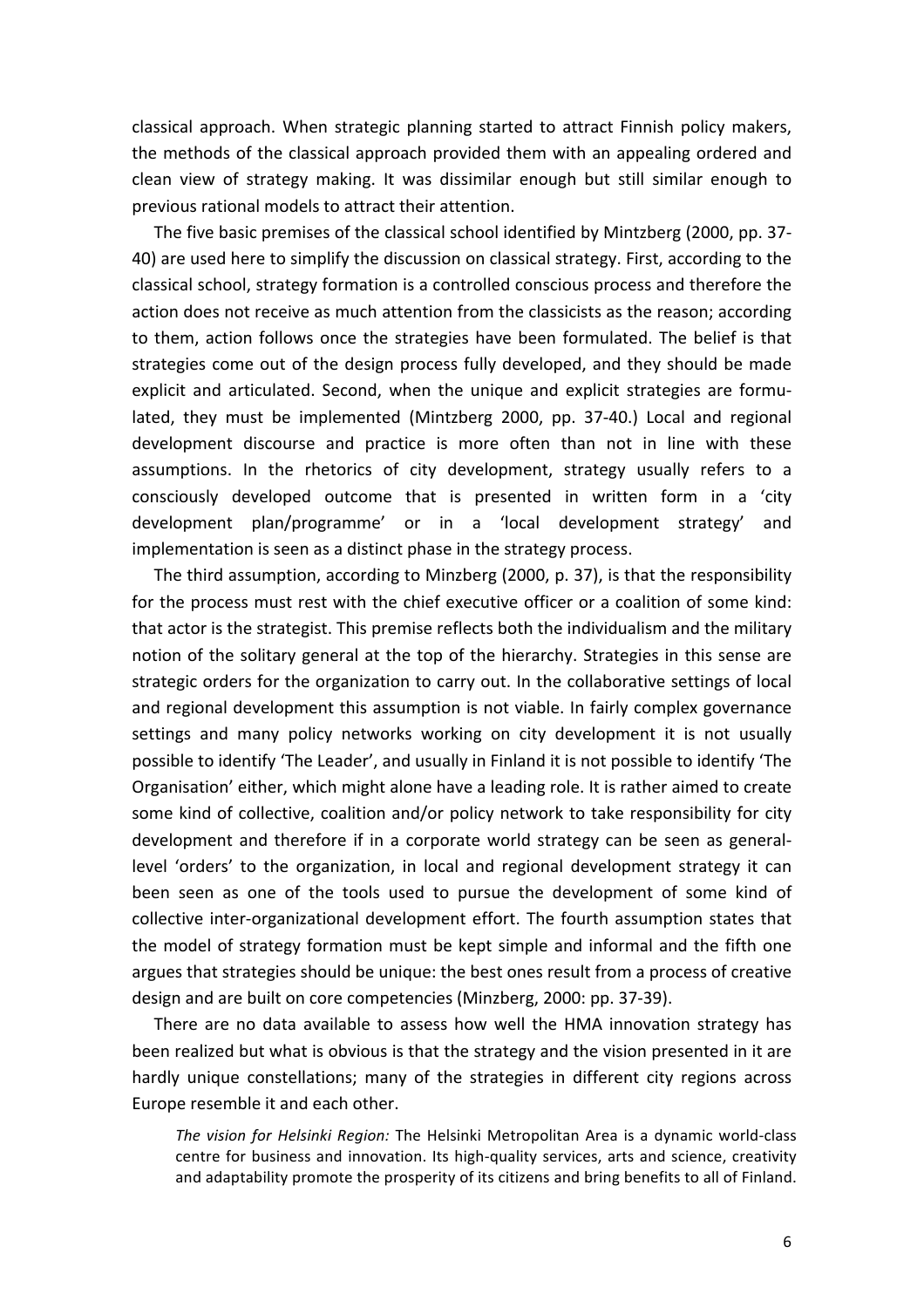classical approach. When strategic planning started to attract Finnish policy makers, the methods of the classical approach provided them with an appealing ordered and clean view of strategy making. It was dissimilar enough but still similar enough to previous rational models to attract their attention.

The five basic premises of the classical school identified by Mintzberg (2000, pp. 37-40) are used here to simplify the discussion on classical strategy. First, according to the classical school, strategy formation is a controlled conscious process and therefore the action does not receive as much attention from the classicists as the reason; according to them, action follows once the strategies have been formulated. The belief is that strategies come out of the design process fully developed, and they should be made explicit and articulated. Second, when the unique and explicit strategies are formulated, they must be implemented (Mintzberg 2000, pp. 37-40.) Local and regional development discourse and practice is more often than not in line with these assumptions. In the rhetorics of city development, strategy usually refers to a consciously developed outcome that is presented in written form in a 'city development plan/programme' or in a 'local development strategy' and implementation is seen as a distinct phase in the strategy process.

The third assumption, according to Minzberg (2000, p. 37), is that the responsibility for the process must rest with the chief executive officer or a coalition of some kind: that actor is the strategist. This premise reflects both the individualism and the military notion of the solitary general at the top of the hierarchy. Strategies in this sense are strategic orders for the organization to carry out. In the collaborative settings of local and regional development this assumption is not viable. In fairly complex governance settings and many policy networks working on city development it is not usually possible to identify 'The Leader', and usually in Finland it is not possible to identify 'The Organisation' either, which might alone have a leading role. It is rather aimed to create some kind of collective, coalition and/or policy network to take responsibility for city development and therefore if in a corporate world strategy can be seen as general-level 'orders' to the organization, in local and regional development strategy it can been seen as one of the tools used to pursue the development of some kind of collective inter-organizational development effort. The fourth assumption states that the model of strategy formation must be kept simple and informal and the fifth one argues that strategies should be unique: the best ones result from a process of creative design and are built on core competencies (Minzberg, 2000: pp. 37-39).

There are no data available to assess how well the HMA innovation strategy has been realized but what is obvious is that the strategy and the vision presented in it are hardly unique constellations; many of the strategies in different city regions across Europe resemble it and each other.

> *The vision for Helsinki Region:* The Helsinki Metropolitan Area is a dynamic world-class centre for business and innovation. Its high-quality services, arts and science, creativity and adaptability promote the prosperity of its citizens and bring benefits to all of Finland.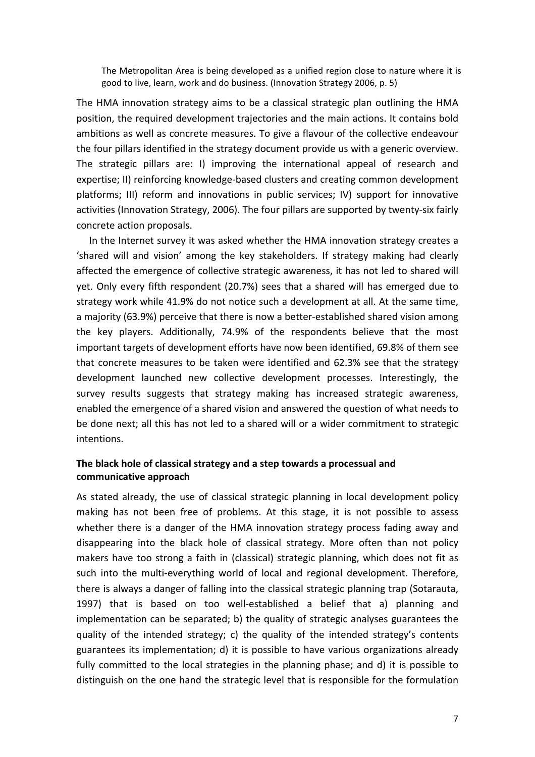> The Metropolitan Area is being developed as a unified region close to nature where it is good to live, learn, work and do business. (Innovation Strategy 2006, p. 5)

The HMA innovation strategy aims to be a classical strategic plan outlining the HMA position, the required development trajectories and the main actions. It contains bold ambitions as well as concrete measures. To give a flavour of the collective endeavour the four pillars identified in the strategy document provide us with a generic overview. The strategic pillars are: I) improving the international appeal of research and expertise; II) reinforcing knowledge-based clusters and creating common development platforms; III) reform and innovations in public services; IV) support for innovative activities (Innovation Strategy, 2006). The four pillars are supported by twenty-six fairly concrete action proposals.

In the Internet survey it was asked whether the HMA innovation strategy creates a 'shared will and vision' among the key stakeholders. If strategy making had clearly affected the emergence of collective strategic awareness, it has not led to shared will yet. Only every fifth respondent (20.7%) sees that a shared will has emerged due to strategy work while 41.9% do not notice such a development at all. At the same time, a majority (63.9%) perceive that there is now a better-established shared vision among the key players. Additionally, 74.9% of the respondents believe that the most important targets of development efforts have now been identified, 69.8% of them see that concrete measures to be taken were identified and 62.3% see that the strategy development launched new collective development processes. Interestingly, the survey results suggests that strategy making has increased strategic awareness, enabled the emergence of a shared vision and answered the question of what needs to be done next; all this has not led to a shared will or a wider commitment to strategic intentions.

### The black hole of classical strategy and a step towards a processual and communicative approach

As stated already, the use of classical strategic planning in local development policy making has not been free of problems. At this stage, it is not possible to assess whether there is a danger of the HMA innovation strategy process fading away and disappearing into the black hole of classical strategy. More often than not policy makers have too strong a faith in (classical) strategic planning, which does not fit as such into the multi-everything world of local and regional development. Therefore, there is always a danger of falling into the classical strategic planning trap (Sotarauta, 1997) that is based on too well-established a belief that a) planning and implementation can be separated; b) the quality of strategic analyses guarantees the quality of the intended strategy; c) the quality of the intended strategy's contents guarantees its implementation; d) it is possible to have various organizations already fully committed to the local strategies in the planning phase; and d) it is possible to distinguish on the one hand the strategic level that is responsible for the formulation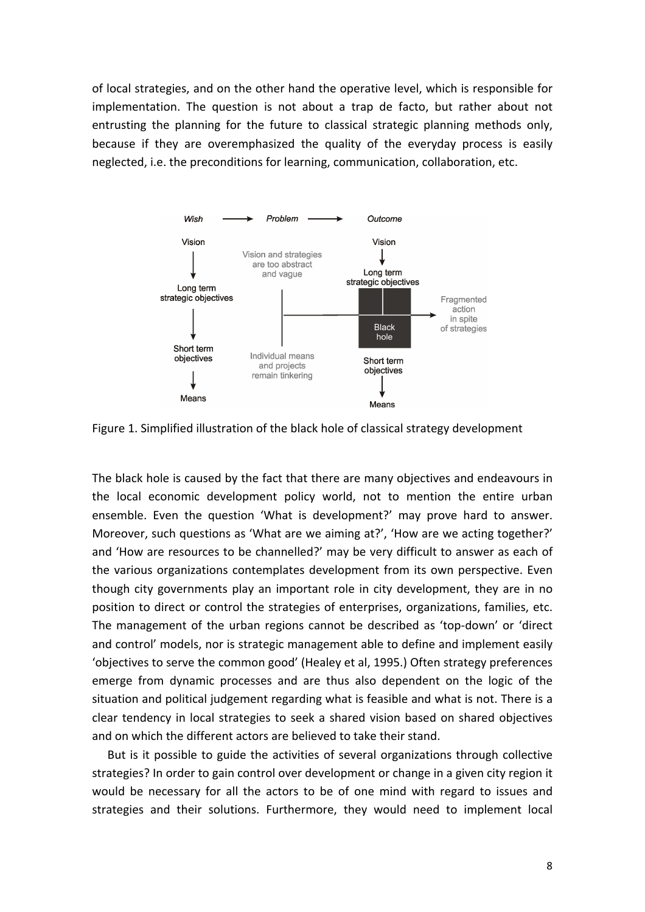of local strategies, and on the other hand the operative level, which is responsible for implementation. The question is not about a trap de facto, but rather about not entrusting the planning for the future to classical strategic planning methods only, because if they are overemphasized the quality of the everyday process is easily neglected, i.e. the preconditions for learning, communication, collaboration, etc.

Figure 1. Simplified illustration of the black hole of classical strategy development

The black hole is caused by the fact that there are many objectives and endeavours in the local economic development policy world, not to mention the entire urban ensemble. Even the question 'What is development?' may prove hard to answer. Moreover, such questions as 'What are we aiming at?', 'How are we acting together?' and 'How are resources to be channelled?' may be very difficult to answer as each of the various organizations contemplates development from its own perspective. Even though city governments play an important role in city development, they are in no position to direct or control the strategies of enterprises, organizations, families, etc. The management of the urban regions cannot be described as 'top-down' or 'direct and control' models, nor is strategic management able to define and implement easily 'objectives to serve the common good' (Healey et al, 1995.) Often strategy preferences emerge from dynamic processes and are thus also dependent on the logic of the situation and political judgement regarding what is feasible and what is not. There is a clear tendency in local strategies to seek a shared vision based on shared objectives and on which the different actors are believed to take their stand.

But is it possible to guide the activities of several organizations through collective strategies? In order to gain control over development or change in a given city region it would be necessary for all the actors to be of one mind with regard to issues and strategies and their solutions. Furthermore, they would need to implement local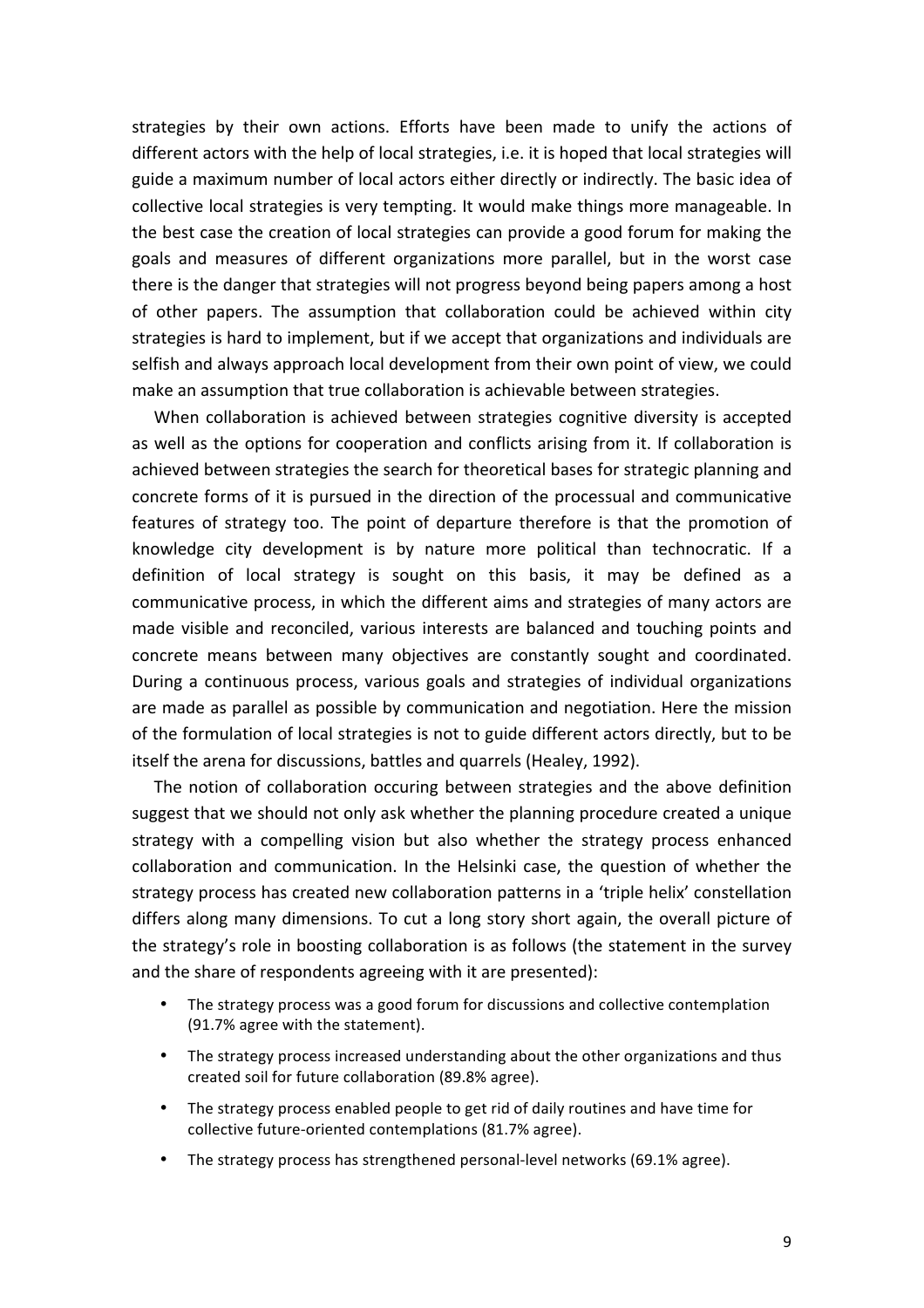strategies by their own actions. Efforts have been made to unify the actions of different actors with the help of local strategies, i.e. it is hoped that local strategies will guide a maximum number of local actors either directly or indirectly. The basic idea of collective local strategies is very tempting. It would make things more manageable. In the best case the creation of local strategies can provide a good forum for making the goals and measures of different organizations more parallel, but in the worst case there is the danger that strategies will not progress beyond being papers among a host of other papers. The assumption that collaboration could be achieved within city strategies is hard to implement, but if we accept that organizations and individuals are selfish and always approach local development from their own point of view, we could make an assumption that true collaboration is achievable between strategies.

When collaboration is achieved between strategies cognitive diversity is accepted as well as the options for cooperation and conflicts arising from it. If collaboration is achieved between strategies the search for theoretical bases for strategic planning and concrete forms of it is pursued in the direction of the processual and communicative features of strategy too. The point of departure therefore is that the promotion of knowledge city development is by nature more political than technocratic. If a definition of local strategy is sought on this basis, it may be defined as a communicative process, in which the different aims and strategies of many actors are made visible and reconciled, various interests are balanced and touching points and concrete means between many objectives are constantly sought and coordinated. During a continuous process, various goals and strategies of individual organizations are made as parallel as possible by communication and negotiation. Here the mission of the formulation of local strategies is not to guide different actors directly, but to be itself the arena for discussions, battles and quarrels (Healey, 1992).

The notion of collaboration occuring between strategies and the above definition suggest that we should not only ask whether the planning procedure created a unique strategy with a compelling vision but also whether the strategy process enhanced collaboration and communication. In the Helsinki case, the question of whether the strategy process has created new collaboration patterns in a 'triple helix' constellation differs along many dimensions. To cut a long story short again, the overall picture of the strategy's role in boosting collaboration is as follows (the statement in the survey and the share of respondents agreeing with it are presented):

- The strategy process was a good forum for discussions and collective contemplation (91.7% agree with the statement).
- The strategy process increased understanding about the other organizations and thus created soil for future collaboration (89.8% agree).
- The strategy process enabled people to get rid of daily routines and have time for collective future-oriented contemplations (81.7% agree).
- The strategy process has strengthened personal-level networks (69.1% agree).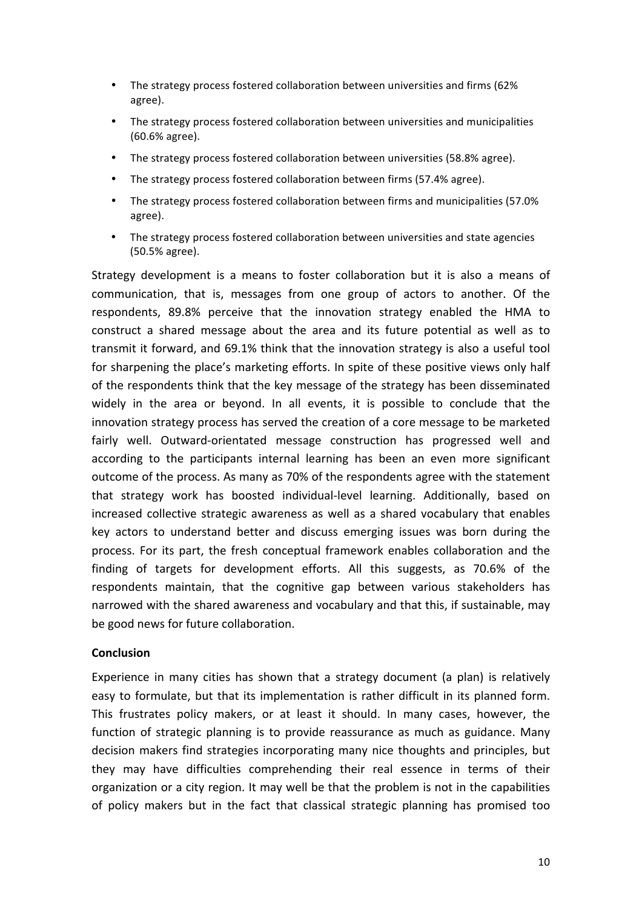- The strategy process fostered collaboration between universities and firms (62% agree).
- The strategy process fostered collaboration between universities and municipalities (60.6% agree).
- The strategy process fostered collaboration between universities (58.8% agree).
- The strategy process fostered collaboration between firms (57.4% agree).
- The strategy process fostered collaboration between firms and municipalities (57.0% agree).
- The strategy process fostered collaboration between universities and state agencies (50.5% agree).

Strategy development is a means to foster collaboration but it is also a means of communication, that is, messages from one group of actors to another. Of the respondents, 89.8% perceive that the innovation strategy enabled the HMA to construct a shared message about the area and its future potential as well as to transmit it forward, and 69.1% think that the innovation strategy is also a useful tool for sharpening the place's marketing efforts. In spite of these positive views only half of the respondents think that the key message of the strategy has been disseminated widely in the area or beyond. In all events, it is possible to conclude that the innovation strategy process has served the creation of a core message to be marketed fairly well. Outward-orientated message construction has progressed well and according to the participants internal learning has been an even more significant outcome of the process. As many as 70% of the respondents agree with the statement that strategy work has boosted individual-level learning. Additionally, based on increased collective strategic awareness as well as a shared vocabulary that enables key actors to understand better and discuss emerging issues was born during the process. For its part, the fresh conceptual framework enables collaboration and the finding of targets for development efforts. All this suggests, as 70.6% of the respondents maintain, that the cognitive gap between various stakeholders has narrowed with the shared awareness and vocabulary and that this, if sustainable, may be good news for future collaboration.

## Conclusion

Experience in many cities has shown that a strategy document (a plan) is relatively easy to formulate, but that its implementation is rather difficult in its planned form. This frustrates policy makers, or at least it should. In many cases, however, the function of strategic planning is to provide reassurance as much as guidance. Many decision makers find strategies incorporating many nice thoughts and principles, but they may have difficulties comprehending their real essence in terms of their organization or a city region. It may well be that the problem is not in the capabilities of policy makers but in the fact that classical strategic planning has promised too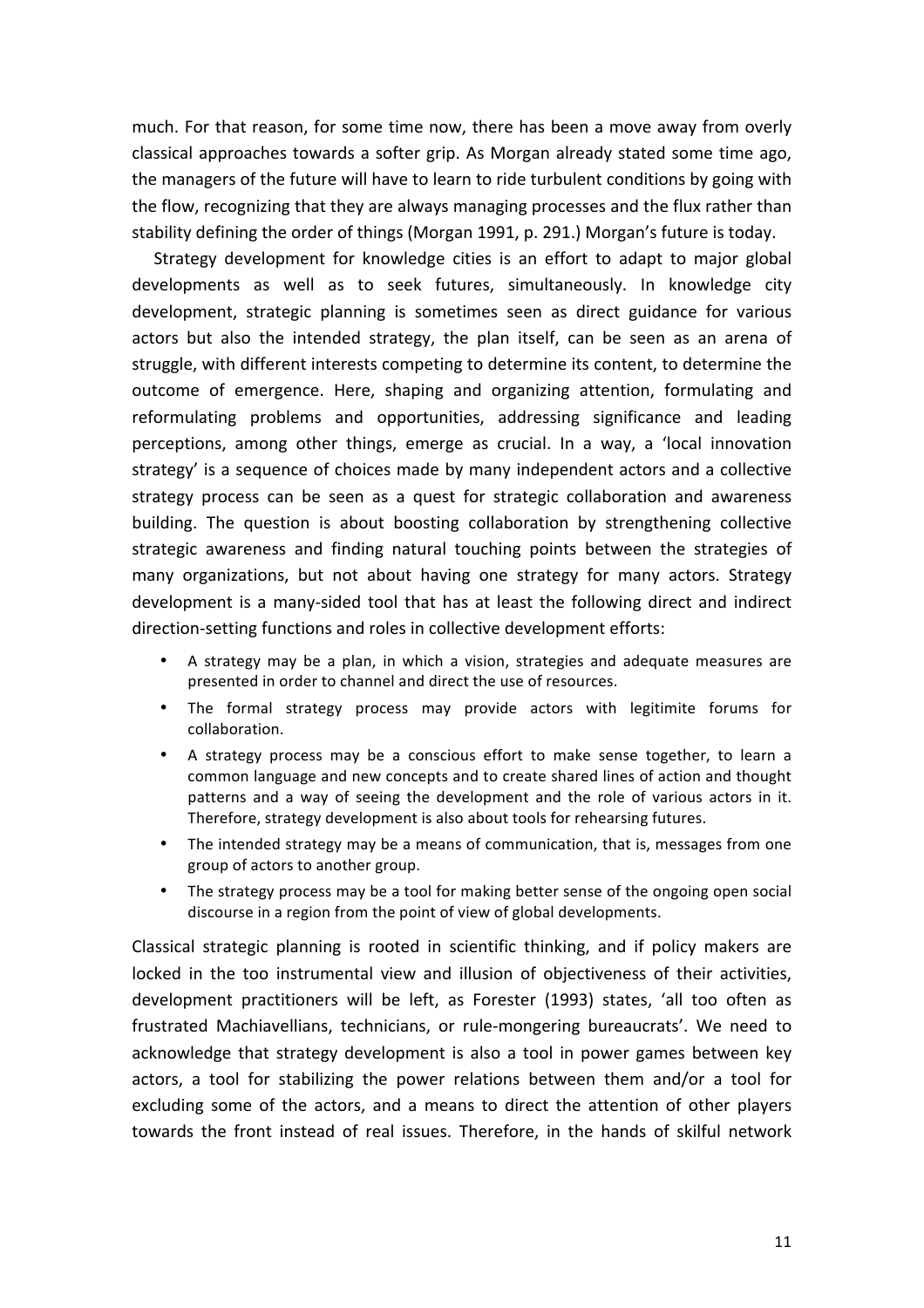much. For that reason, for some time now, there has been a move away from overly classical approaches towards a softer grip. As Morgan already stated some time ago, the managers of the future will have to learn to ride turbulent conditions by going with the flow, recognizing that they are always managing processes and the flux rather than stability defining the order of things (Morgan 1991, p. 291.) Morgan's future is today.

Strategy development for knowledge cities is an effort to adapt to major global developments as well as to seek futures, simultaneously. In knowledge city development, strategic planning is sometimes seen as direct guidance for various actors but also the intended strategy, the plan itself, can be seen as an arena of struggle, with different interests competing to determine its content, to determine the outcome of emergence. Here, shaping and organizing attention, formulating and reformulating problems and opportunities, addressing significance and leading perceptions, among other things, emerge as crucial. In a way, a 'local innovation strategy' is a sequence of choices made by many independent actors and a collective strategy process can be seen as a quest for strategic collaboration and awareness building. The question is about boosting collaboration by strengthening collective strategic awareness and finding natural touching points between the strategies of many organizations, but not about having one strategy for many actors. Strategy development is a many-sided tool that has at least the following direct and indirect direction-setting functions and roles in collective development efforts:

- A strategy may be a plan, in which a vision, strategies and adequate measures are presented in order to channel and direct the use of resources.
- The formal strategy process may provide actors with legitimite forums for collaboration.
- A strategy process may be a conscious effort to make sense together, to learn a common language and new concepts and to create shared lines of action and thought patterns and a way of seeing the development and the role of various actors in it. Therefore, strategy development is also about tools for rehearsing futures.
- The intended strategy may be a means of communication, that is, messages from one group of actors to another group.
- The strategy process may be a tool for making better sense of the ongoing open social discourse in a region from the point of view of global developments.

Classical strategic planning is rooted in scientific thinking, and if policy makers are locked in the too instrumental view and illusion of objectiveness of their activities, development practitioners will be left, as Forester (1993) states, 'all too often as frustrated Machiavellians, technicians, or rule-mongering bureaucrats'. We need to acknowledge that strategy development is also a tool in power games between key actors, a tool for stabilizing the power relations between them and/or a tool for excluding some of the actors, and a means to direct the attention of other players towards the front instead of real issues. Therefore, in the hands of skilful network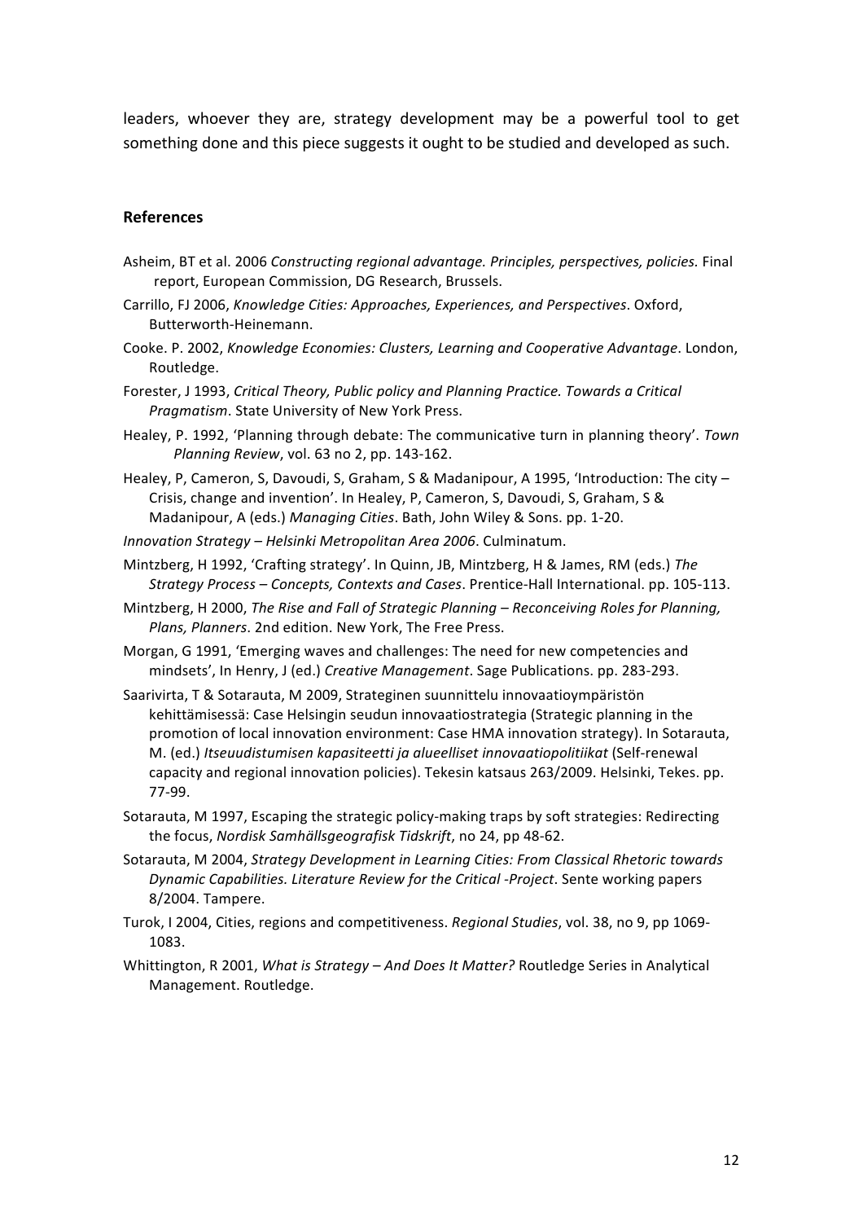leaders, whoever they are, strategy development may be a powerful tool to get something done and this piece suggests it ought to be studied and developed as such.

## References

Asheim, BT et al. 2006 *Constructing regional advantage. Principles, perspectives, policies.* Final report, European Commission, DG Research, Brussels.

Carrillo, FJ 2006, *Knowledge Cities: Approaches, Experiences, and Perspectives*. Oxford, Butterworth-Heinemann.

Cooke. P. 2002, *Knowledge Economies: Clusters, Learning and Cooperative Advantage*. London, Routledge.

Forester, J 1993, *Critical Theory, Public policy and Planning Practice. Towards a Critical Pragmatism*. State University of New York Press.

Healey, P. 1992, 'Planning through debate: The communicative turn in planning theory'. *Town Planning Review*, vol. 63 no 2, pp. 143-162.

Healey, P, Cameron, S, Davoudi, S, Graham, S & Madanipour, A 1995, 'Introduction: The city – Crisis, change and invention'. In Healey, P, Cameron, S, Davoudi, S, Graham, S & Madanipour, A (eds.) *Managing Cities*. Bath, John Wiley & Sons. pp. 1-20.

*Innovation Strategy – Helsinki Metropolitan Area 2006*. Culminatum.

Mintzberg, H 1992, 'Crafting strategy'. In Quinn, JB, Mintzberg, H & James, RM (eds.) *The Strategy Process – Concepts, Contexts and Cases*. Prentice-Hall International. pp. 105-113.

Mintzberg, H 2000, *The Rise and Fall of Strategic Planning – Reconceiving Roles for Planning, Plans, Planners*. 2nd edition. New York, The Free Press.

Morgan, G 1991, 'Emerging waves and challenges: The need for new competencies and mindsets', In Henry, J (ed.) *Creative Management*. Sage Publications. pp. 283-293.

Saarivirta, T & Sotarauta, M 2009, Strateginen suunnittelu innovaatioympäristön kehittämisessä: Case Helsingin seudun innovaatiostrategia (Strategic planning in the promotion of local innovation environment: Case HMA innovation strategy). In Sotarauta, M. (ed.) *Itseuudistumisen kapasiteetti ja alueelliset innovaatiopolitiikat* (Self-renewal capacity and regional innovation policies). Tekesin katsaus 263/2009. Helsinki, Tekes. pp. 77-99.

Sotarauta, M 1997, Escaping the strategic policy-making traps by soft strategies: Redirecting the focus, *Nordisk Samhällsgeografisk Tidskrift*, no 24, pp 48-62.

Sotarauta, M 2004, *Strategy Development in Learning Cities: From Classical Rhetoric towards Dynamic Capabilities. Literature Review for the Critical -Project*. Sente working papers 8/2004. Tampere.

Turok, I 2004, Cities, regions and competitiveness. *Regional Studies*, vol. 38, no 9, pp 1069-1083.

Whittington, R 2001, *What is Strategy – And Does It Matter?* Routledge Series in Analytical Management. Routledge.